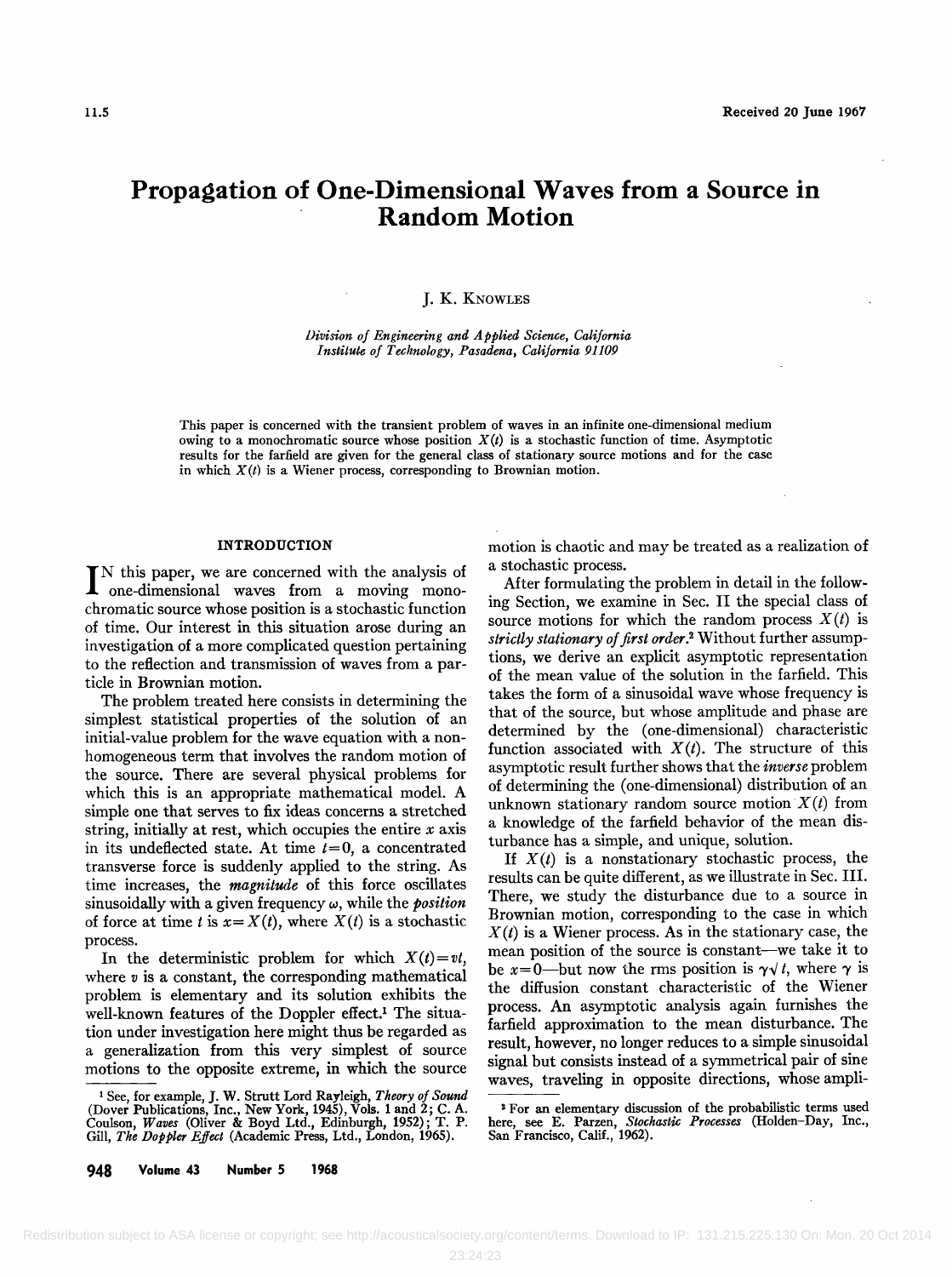# Propagation of One-Dimensional Waves from a Source in Random Motion

J. K. Knowles

*Division of Engineering and Applied Science, California Institute of Technology, Pasadena, California 91109*

This paper is concerned with the transient problem of waves in an infinite one-dimensional medium owing to a monochromatic source whose position $X(t)$ is a stochastic function of time. Asymptotic results for the farfield are given for the general class of stationary source motions and for the case in which $X(t)$ is a Wiener process, corresponding to Brownian motion.

## INTRODUCTION

In this paper, we are concerned with the analysis of one-dimensional waves from a moving monochromatic source whose position is a stochastic function of time. Our interest in this situation arose during an investigation of a more complicated question pertaining to the reflection and transmission of waves from a particle in Brownian motion.

The problem treated here consists in determining the simplest statistical properties of the solution of an initial-value problem for the wave equation with a nonhomogeneous term that involves the random motion of the source. There are several physical problems for which this is an appropriate mathematical model. A simple one that serves to fix ideas concerns a stretched string, initially at rest, which occupies the entire $x$ axis in its undeflected state. At time $t=0$, a concentrated transverse force is suddenly applied to the string. As time increases, the ***magnitude*** of this force oscillates sinusoidally with a given frequency $\omega$, while the ***position*** of force at time $t$ is $x=X(t)$, where $X(t)$ is a stochastic process.

In the deterministic problem for which $X(t)=vt$, where $v$ is a constant, the corresponding mathematical problem is elementary and its solution exhibits the well-known features of the Doppler effect.[1] The situation under investigation here might thus be regarded as a generalization from this very simplest of source motions to the opposite extreme, in which the source motion is chaotic and may be treated as a realization of a stochastic process.

After formulating the problem in detail in the following Section, we examine in Sec. II the special class of source motions for which the random process $X(t)$ is *strictly stationary of first order*.[2] Without further assumptions, we derive an explicit asymptotic representation of the mean value of the solution in the farfield. This takes the form of a sinusoidal wave whose frequency is that of the source, but whose amplitude and phase are determined by the (one-dimensional) characteristic function associated with $X(t)$. The structure of this asymptotic result further shows that the *inverse* problem of determining the (one-dimensional) distribution of an unknown stationary random source motion $X(t)$ from a knowledge of the farfield behavior of the mean disturbance has a simple, and unique, solution.

If $X(t)$ is a nonstationary stochastic process, the results can be quite different, as we illustrate in Sec. III. There, we study the disturbance due to a source in Brownian motion, corresponding to the case in which $X(t)$ is a Wiener process. As in the stationary case, the mean position of the source is constant—we take it to be $x=0$—but now the rms position is $\gamma\sqrt{t}$, where $\gamma$ is the diffusion constant characteristic of the Wiener process. An asymptotic analysis again furnishes the farfield approximation to the mean disturbance. The result, however, no longer reduces to a simple sinusoidal signal but consists instead of a symmetrical pair of sine waves, traveling in opposite directions, whose ampli-

[1] See, for example, J. W. Strutt Lord Rayleigh, *Theory of Sound* (Dover Publications, Inc., New York, 1945), Vols. 1 and 2; C. A. Coulson, *Waves* (Oliver & Boyd Ltd., Edinburgh, 1952); T. P. Gill, *The Doppler Effect* (Academic Press, Ltd., London, 1965).

[2] For an elementary discussion of the probabilistic terms used here, see E. Parzen, *Stochastic Processes* (Holden–Day, Inc., San Francisco, Calif., 1962).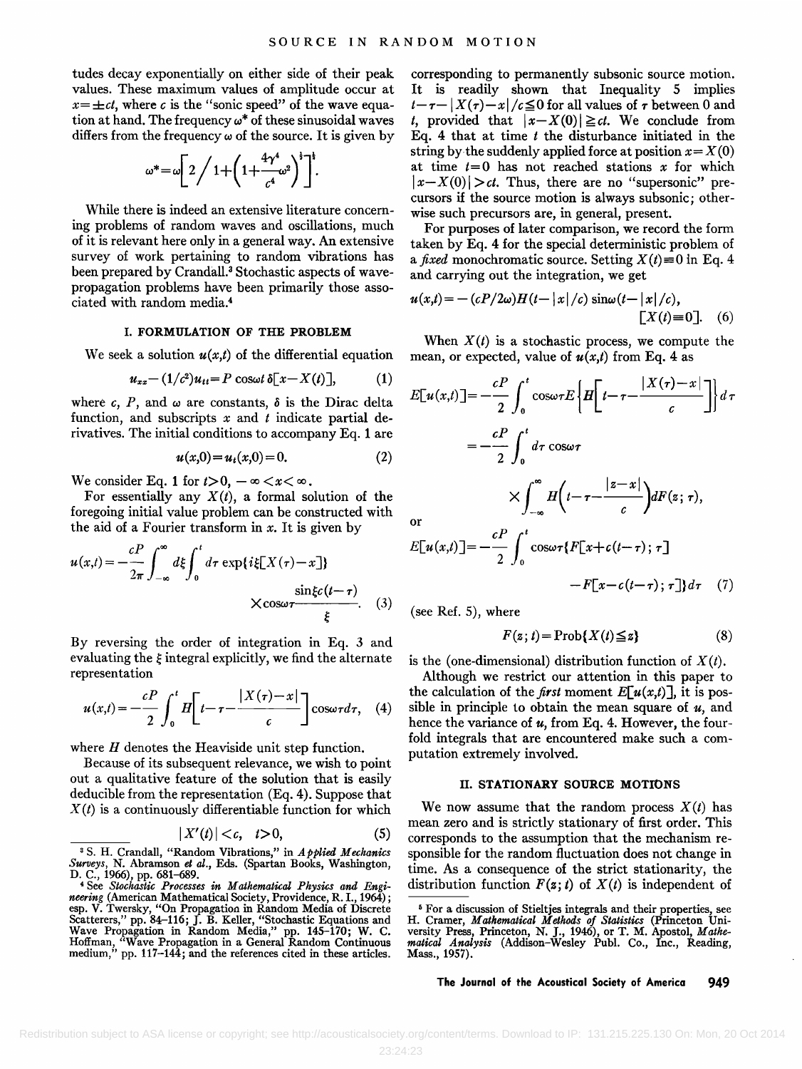tudes decay exponentially on either side of their peak values. These maximum values of amplitude occur at $x=\pm ct$, where $c$ is the "sonic speed" of the wave equation at hand. The frequency $\omega^*$ of these sinusoidal waves differs from the frequency $\omega$ of the source. It is given by

$$\omega^* = \omega\left[2 \Big/ 1+\left(1+\frac{4\gamma^4}{c^4}\omega^2\right)^{\frac{1}{2}}\right]^{\frac{1}{2}}.$$

While there is indeed an extensive literature concerning problems of random waves and oscillations, much of it is relevant here only in a general way. An extensive survey of work pertaining to random vibrations has been prepared by Crandall.[3] Stochastic aspects of wave-propagation problems have been primarily those associated with random media.[4]

## I. FORMULATION OF THE PROBLEM

We seek a solution $u(x,t)$ of the differential equation

$$u_{xx}-(1/c^2)u_{tt}=P\cos\omega t\,\delta[x-X(t)], \tag{1}$$

where $c$, $P$, and $\omega$ are constants, $\delta$ is the Dirac delta function, and subscripts $x$ and $t$ indicate partial derivatives. The initial conditions to accompany Eq. 1 are

$$u(x,0)=u_t(x,0)=0. \tag{2}$$

We consider Eq. 1 for $t>0$, $-\infty<x<\infty$.

For essentially any $X(t)$, a formal solution of the foregoing initial value problem can be constructed with the aid of a Fourier transform in $x$. It is given by

$$u(x,t)=-\frac{cP}{2\pi}\int_{-\infty}^{\infty}d\xi\int_0^t d\tau\,\exp\{i\xi[X(\tau)-x]\}\times\cos\omega\tau\frac{\sin\xi c(t-\tau)}{\xi}. \tag{3}$$

By reversing the order of integration in Eq. 3 and evaluating the $\xi$ integral explicitly, we find the alternate representation

$$u(x,t)=-\frac{cP}{2}\int_0^t H\left[t-\tau-\frac{|X(\tau)-x|}{c}\right]\cos\omega\tau d\tau, \tag{4}$$

where $H$ denotes the Heaviside unit step function.

Because of its subsequent relevance, we wish to point out a qualitative feature of the solution that is easily deducible from the representation (Eq. 4). Suppose that $X(t)$ is a continuously differentiable function for which

$$|X'(t)|<c, \quad t>0, \tag{5}$$

corresponding to permanently subsonic source motion. It is readily shown that Inequality 5 implies $t-\tau-|X(\tau)-x|/c\leq 0$ for all values of $\tau$ between 0 and $t$, provided that $|x-X(0)|\geq ct$. We conclude from Eq. 4 that at time $t$ the disturbance initiated in the string by the suddenly applied force at position $x=X(0)$ at time $t=0$ has not reached stations $x$ for which $|x-X(0)|>ct$. Thus, there are no "supersonic" precursors if the source motion is always subsonic; otherwise such precursors are, in general, present.

For purposes of later comparison, we record the form taken by Eq. 4 for the special deterministic problem of a *fixed* monochromatic source. Setting $X(t)\equiv 0$ in Eq. 4 and carrying out the integration, we get

$$u(x,t)=-(cP/2\omega)H(t-|x|/c)\sin\omega(t-|x|/c), \quad [X(t)\equiv 0]. \tag{6}$$

When $X(t)$ is a stochastic process, we compute the mean, or expected, value of $u(x,t)$ from Eq. 4 as

$$\begin{aligned}E[u(x,t)]&=-\frac{cP}{2}\int_0^t\cos\omega\tau E\left\{H\left[t-\tau-\frac{|X(\tau)-x|}{c}\right]\right\}d\tau\\&=-\frac{cP}{2}\int_0^t d\tau\cos\omega\tau\\&\qquad\times\int_{-\infty}^{\infty}H\left(t-\tau-\frac{|z-x|}{c}\right)dF(z;\tau),\end{aligned}$$

or

$$E[u(x,t)]=-\frac{cP}{2}\int_0^t\cos\omega\tau\{F[x+c(t-\tau);\tau]-F[x-c(t-\tau);\tau]\}d\tau \tag{7}$$

(see Ref. 5), where

$$F(z;t)=\text{Prob}\{X(t)\leq z\} \tag{8}$$

is the (one-dimensional) distribution function of $X(t)$.

Although we restrict our attention in this paper to the calculation of the *first* moment $E[u(x,t)]$, it is possible in principle to obtain the mean square of $u$, and hence the variance of $u$, from Eq. 4. However, the fourfold integrals that are encountered make such a computation extremely involved.

## II. STATIONARY SOURCE MOTIONS

We now assume that the random process $X(t)$ has mean zero and is strictly stationary of first order. This corresponds to the assumption that the mechanism responsible for the random fluctuation does not change in time. As a consequence of the strict stationarity, the distribution function $F(z;t)$ of $X(t)$ is independent of

---

[3] S. H. Crandall, "Random Vibrations," in *Applied Mechanics Surveys*, N. Abramson *et al.*, Eds. (Spartan Books, Washington, D. C., 1966), pp. 681–689.

[4] See *Stochastic Processes in Mathematical Physics and Engineering* (American Mathematical Society, Providence, R. I., 1964); esp. V. Twersky, "On Propagation in Random Media of Discrete Scatterers," pp. 84–116; J. B. Keller, "Stochastic Equations and Wave Propagation in Random Media," pp. 145–170; W. C. Hoffman, "Wave Propagation in a General Random Continuous medium," pp. 117–144; and the references cited in these articles.

[5] For a discussion of Stieltjes integrals and their properties, see H. Cramer, *Mathematical Methods of Statistics* (Princeton University Press, Princeton, N. J., 1946), or T. M. Apostol, *Mathematical Analysis* (Addison-Wesley Publ. Co., Inc., Reading, Mass., 1957).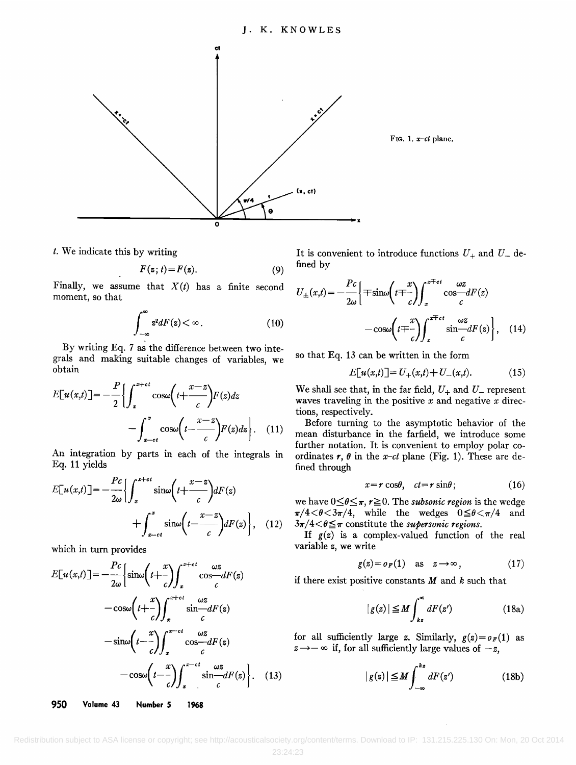FIG. 1. $x$–$ct$ plane.

$t$. We indicate this by writing

$$F(z;t)=F(z). \tag{9}$$

Finally, we assume that $X(t)$ has a finite second moment, so that

$$\int_{-\infty}^{\infty} z^2 dF(z) < \infty. \tag{10}$$

By writing Eq. 7 as the difference between two integrals and making suitable changes of variables, we obtain

$$E[u(x,t)] = -\frac{P}{2}\left\{\int_x^{x+ct} \cos\omega\left(t+\frac{x-z}{c}\right)F(z)dz - \int_{x-ct}^{x} \cos\omega\left(t-\frac{x-z}{c}\right)F(z)dz\right\}. \tag{11}$$

An integration by parts in each of the integrals in Eq. 11 yields

$$E[u(x,t)] = -\frac{Pc}{2\omega}\left\{\int_x^{x+ct} \sin\omega\left(t+\frac{x-z}{c}\right)dF(z) + \int_{x-ct}^{x} \sin\omega\left(t-\frac{x-z}{c}\right)dF(z)\right\}, \tag{12}$$

which in turn provides

$$E[u(x,t)] = -\frac{Pc}{2\omega}\left\{\sin\omega\left(t+\frac{x}{c}\right)\int_x^{x+ct}\cos\frac{\omega z}{c}dF(z) - \cos\omega\left(t+\frac{x}{c}\right)\int_x^{x+ct}\sin\frac{\omega z}{c}dF(z) - \sin\omega\left(t-\frac{x}{c}\right)\int_x^{x-ct}\cos\frac{\omega z}{c}dF(z) - \cos\omega\left(t-\frac{x}{c}\right)\int_x^{x-ct}\sin\frac{\omega z}{c}dF(z)\right\}. \tag{13}$$

It is convenient to introduce functions $U_+$ and $U_-$ defined by

$$U_{\pm}(x,t) = -\frac{Pc}{2\omega}\left\{\mp\sin\omega\left(t\mp\frac{x}{c}\right)\int_x^{x\mp ct}\cos\frac{\omega z}{c}dF(z) - \cos\omega\left(t\mp\frac{x}{c}\right)\int_x^{x\mp ct}\sin\frac{\omega z}{c}dF(z)\right\}, \tag{14}$$

so that Eq. 13 can be written in the form

$$E[u(x,t)] = U_+(x,t) + U_-(x,t). \tag{15}$$

We shall see that, in the far field, $U_+$ and $U_-$ represent waves traveling in the positive $x$ and negative $x$ directions, respectively.

Before turning to the asymptotic behavior of the mean disturbance in the farfield, we introduce some further notation. It is convenient to employ polar coordinates $r$, $\theta$ in the $x$–$ct$ plane (Fig. 1). These are defined through

$$x = r\cos\theta, \quad ct = r\sin\theta; \tag{16}$$

we have $0 \leq \theta \leq \pi$, $r \geq 0$. The *subsonic region* is the wedge $\pi/4 < \theta < 3\pi/4$, while the wedges $0 \leq \theta < \pi/4$ and $3\pi/4 < \theta \leq \pi$ constitute the *supersonic regions*.

If $g(z)$ is a complex-valued function of the real variable $z$, we write

$$g(z) = o_F(1) \quad \text{as} \quad z \to \infty, \tag{17}$$

if there exist positive constants $M$ and $k$ such that

$$|g(z)| \leq M\int_{kz}^{\infty} dF(z') \tag{18a}$$

for all sufficiently large $z$. Similarly, $g(z) = o_F(1)$ as $z \to -\infty$ if, for all sufficiently large values of $-z$,

$$|g(z)| \leq M\int_{-\infty}^{kz} dF(z') \tag{18b}$$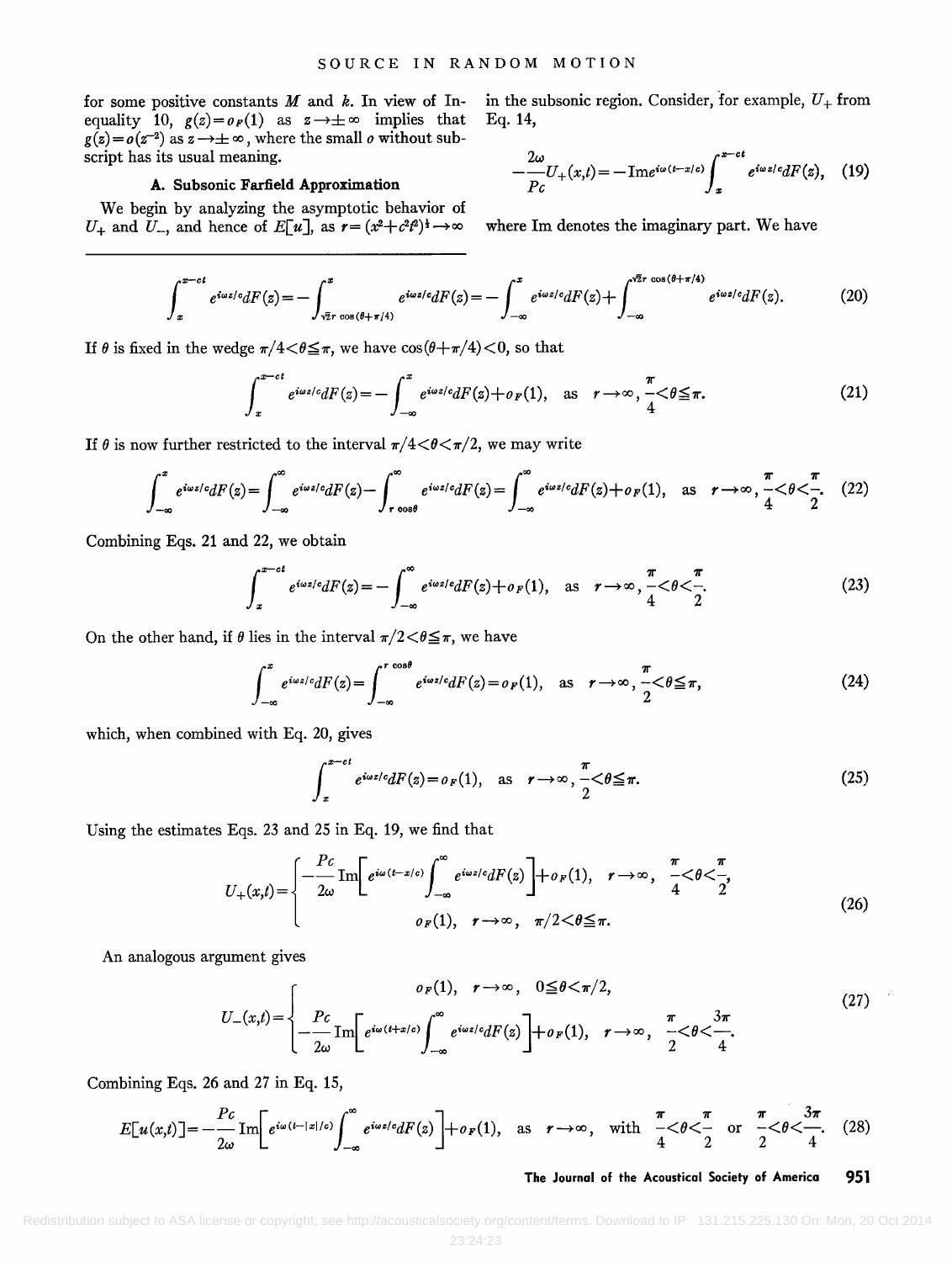for some positive constants $M$ and $k$. In view of Inequality 10, $g(z)=o_F(1)$ as $z\to\pm\infty$ implies that $g(z)=o(z^{-2})$ as $z\to\pm\infty$, where the small $o$ without subscript has its usual meaning.

### A. Subsonic Farfield Approximation

We begin by analyzing the asymptotic behavior of $U_+$ and $U_-$, and hence of $E[u]$, as $r=(x^2+c^2t^2)^{\frac{1}{2}}\to\infty$ in the subsonic region. Consider, for example, $U_+$ from Eq. 14,

$$-\frac{2\omega}{Pc}U_+(x,t)=-\text{Im}e^{i\omega(t-x/c)}\int_x^{x-ct}e^{i\omega z/c}dF(z), \quad (19)$$

where Im denotes the imaginary part. We have

$$\int_x^{x-ct}e^{i\omega z/c}dF(z)=-\int_{\sqrt{2}r\cos(\theta+\pi/4)}^{x}e^{i\omega z/c}dF(z)=-\int_{-\infty}^{x}e^{i\omega z/c}dF(z)+\int_{-\infty}^{\sqrt{2}r\cos(\theta+\pi/4)}e^{i\omega z/c}dF(z). \quad (20)$$

If $\theta$ is fixed in the wedge $\pi/4<\theta\leqq\pi$, we have $\cos(\theta+\pi/4)<0$, so that

$$\int_x^{x-ct}e^{i\omega z/c}dF(z)=-\int_{-\infty}^{x}e^{i\omega z/c}dF(z)+o_F(1), \quad \text{as} \quad r\to\infty, \frac{\pi}{4}<\theta\leqq\pi. \quad (21)$$

If $\theta$ is now further restricted to the interval $\pi/4<\theta<\pi/2$, we may write

$$\int_{-\infty}^{x}e^{i\omega z/c}dF(z)=\int_{-\infty}^{\infty}e^{i\omega z/c}dF(z)-\int_{r\cos\theta}^{\infty}e^{i\omega z/c}dF(z)=\int_{-\infty}^{\infty}e^{i\omega z/c}dF(z)+o_F(1), \quad \text{as} \quad r\to\infty, \frac{\pi}{4}<\theta<\frac{\pi}{2}. \quad (22)$$

Combining Eqs. 21 and 22, we obtain

$$\int_x^{x-ct}e^{i\omega z/c}dF(z)=-\int_{-\infty}^{\infty}e^{i\omega z/c}dF(z)+o_F(1), \quad \text{as} \quad r\to\infty, \frac{\pi}{4}<\theta<\frac{\pi}{2}. \quad (23)$$

On the other hand, if $\theta$ lies in the interval $\pi/2<\theta\leqq\pi$, we have

$$\int_{-\infty}^{x}e^{i\omega z/c}dF(z)=\int_{-\infty}^{r\cos\theta}e^{i\omega z/c}dF(z)=o_F(1), \quad \text{as} \quad r\to\infty, \frac{\pi}{2}<\theta\leqq\pi, \quad (24)$$

which, when combined with Eq. 20, gives

$$\int_x^{x-ct}e^{i\omega z/c}dF(z)=o_F(1), \quad \text{as} \quad r\to\infty, \frac{\pi}{2}<\theta\leqq\pi. \quad (25)$$

Using the estimates Eqs. 23 and 25 in Eq. 19, we find that

$$U_+(x,t)=\begin{cases}-\dfrac{Pc}{2\omega}\text{Im}\left[e^{i\omega(t-x/c)}\displaystyle\int_{-\infty}^{\infty}e^{i\omega z/c}dF(z)\right]+o_F(1), & r\to\infty, \quad \dfrac{\pi}{4}<\theta<\dfrac{\pi}{2},\\[2ex] o_F(1), & r\to\infty, \quad \pi/2<\theta\leqq\pi.\end{cases} \quad (26)$$

An analogous argument gives

$$U_-(x,t)=\begin{cases}o_F(1), & r\to\infty, \quad 0\leqq\theta<\pi/2,\\[2ex] -\dfrac{Pc}{2\omega}\text{Im}\left[e^{i\omega(t+x/c)}\displaystyle\int_{-\infty}^{\infty}e^{i\omega z/c}dF(z)\right]+o_F(1), & r\to\infty, \quad \dfrac{\pi}{2}<\theta<\dfrac{3\pi}{4}.\end{cases} \quad (27)$$

Combining Eqs. 26 and 27 in Eq. 15,

$$E[u(x,t)]=-\frac{Pc}{2\omega}\text{Im}\left[e^{i\omega(t-|x|/c)}\int_{-\infty}^{\infty}e^{i\omega z/c}dF(z)\right]+o_F(1), \quad \text{as} \quad r\to\infty, \quad \text{with} \quad \frac{\pi}{4}<\theta<\frac{\pi}{2} \quad \text{or} \quad \frac{\pi}{2}<\theta<\frac{3\pi}{4}. \quad (28)$$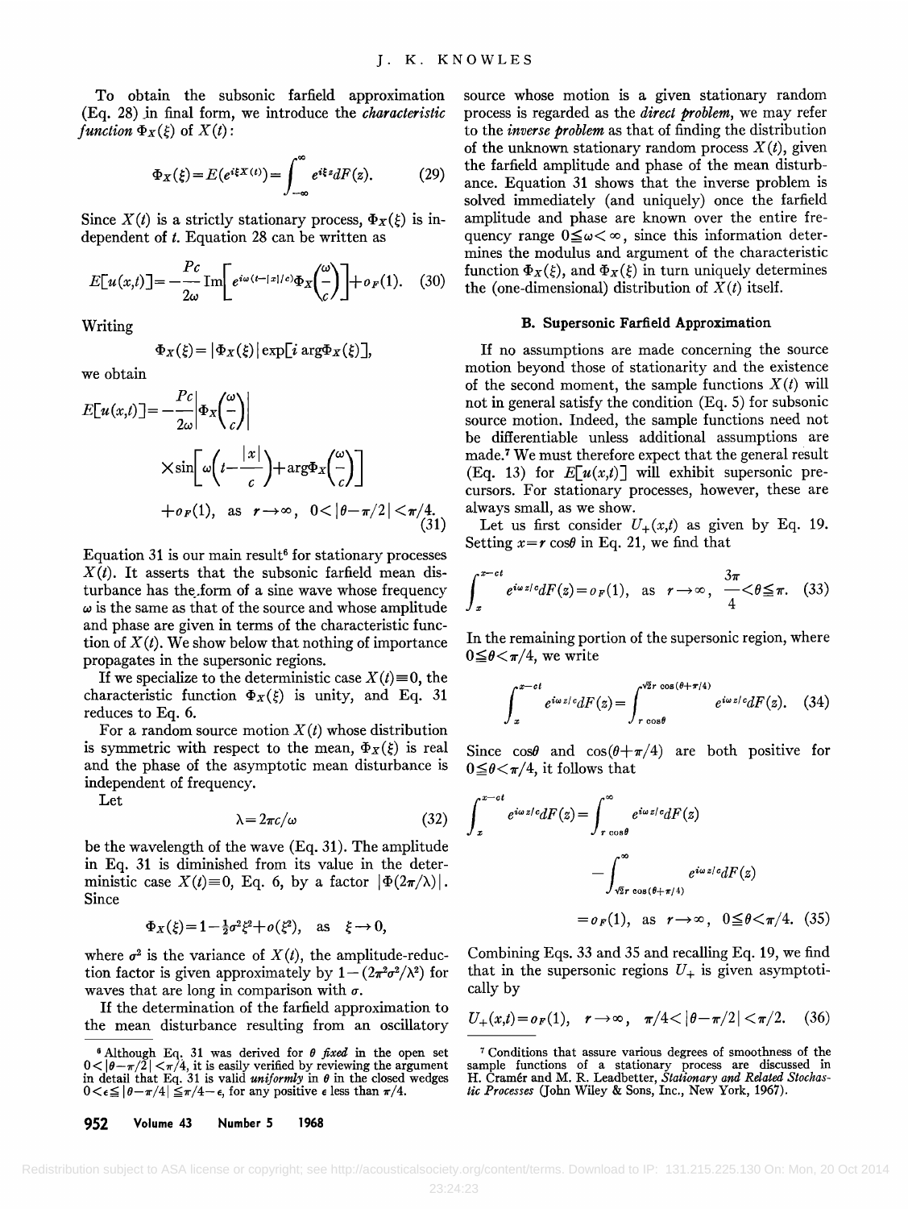To obtain the subsonic farfield approximation (Eq. 28) in final form, we introduce the *characteristic function* $\Phi_X(\xi)$ of $X(t)$:

$$\Phi_X(\xi)=E(e^{i\xi X(t)})=\int_{-\infty}^{\infty}e^{i\xi z}dF(z). \tag{29}$$

Since $X(t)$ is a strictly stationary process, $\Phi_X(\xi)$ is independent of $t$. Equation 28 can be written as

$$E[u(x,t)]=-\frac{Pc}{2\omega}\operatorname{Im}\left[e^{i\omega(t-|x|/c)}\Phi_X\left(\frac{\omega}{c}\right)\right]+o_F(1). \tag{30}$$

Writing

$$\Phi_X(\xi)=|\Phi_X(\xi)|\exp[i\arg\Phi_X(\xi)],$$

we obtain

$$E[u(x,t)]=-\frac{Pc}{2\omega}\left|\Phi_X\left(\frac{\omega}{c}\right)\right|\times\sin\left[\omega\left(t-\frac{|x|}{c}\right)+\arg\Phi_X\left(\frac{\omega}{c}\right)\right]+o_F(1),\quad\text{as}\quad r\to\infty,\quad 0<|\theta-\pi/2|<\pi/4. \tag{31}$$

Equation 31 is our main result[6] for stationary processes $X(t)$. It asserts that the subsonic farfield mean disturbance has the form of a sine wave whose frequency $\omega$ is the same as that of the source and whose amplitude and phase are given in terms of the characteristic function of $X(t)$. We show below that nothing of importance propagates in the supersonic regions.

If we specialize to the deterministic case $X(t)\equiv 0$, the characteristic function $\Phi_X(\xi)$ is unity, and Eq. 31 reduces to Eq. 6.

For a random source motion $X(t)$ whose distribution is symmetric with respect to the mean, $\Phi_X(\xi)$ is real and the phase of the asymptotic mean disturbance is independent of frequency.

Let

$$\lambda=2\pi c/\omega \tag{32}$$

be the wavelength of the wave (Eq. 31). The amplitude in Eq. 31 is diminished from its value in the deterministic case $X(t)\equiv 0$, Eq. 6, by a factor $|\Phi(2\pi/\lambda)|$. Since

$$\Phi_X(\xi)=1-\tfrac{1}{2}\sigma^2\xi^2+o(\xi^2),\quad\text{as}\quad\xi\to 0,$$

where $\sigma^2$ is the variance of $X(t)$, the amplitude-reduction factor is given approximately by $1-(2\pi^2\sigma^2/\lambda^2)$ for waves that are long in comparison with $\sigma$.

If the determination of the farfield approximation to the mean disturbance resulting from an oscillatory source whose motion is a given stationary random process is regarded as the *direct problem*, we may refer to the *inverse problem* as that of finding the distribution of the unknown stationary random process $X(t)$, given the farfield amplitude and phase of the mean disturbance. Equation 31 shows that the inverse problem is solved immediately (and uniquely) once the farfield amplitude and phase are known over the entire frequency range $0\leqq\omega<\infty$, since this information determines the modulus and argument of the characteristic function $\Phi_X(\xi)$, and $\Phi_X(\xi)$ in turn uniquely determines the (one-dimensional) distribution of $X(t)$ itself.

### B. Supersonic Farfield Approximation

If no assumptions are made concerning the source motion beyond those of stationarity and the existence of the second moment, the sample functions $X(t)$ will not in general satisfy the condition (Eq. 5) for subsonic source motion. Indeed, the sample functions need not be differentiable unless additional assumptions are made.[7] We must therefore expect that the general result (Eq. 13) for $E[u(x,t)]$ will exhibit supersonic precursors. For stationary processes, however, these are always small, as we show.

Let us first consider $U_+(x,t)$ as given by Eq. 19. Setting $x=r\cos\theta$ in Eq. 21, we find that

$$\int_x^{x-ct}e^{i\omega z/c}dF(z)=o_F(1),\quad\text{as}\quad r\to\infty,\quad\frac{3\pi}{4}<\theta\leqq\pi. \tag{33}$$

In the remaining portion of the supersonic region, where $0\leqq\theta<\pi/4$, we write

$$\int_x^{x-ct}e^{i\omega z/c}dF(z)=\int_{r\cos\theta}^{\sqrt{2}r\cos(\theta+\pi/4)}e^{i\omega z/c}dF(z). \tag{34}$$

Since $\cos\theta$ and $\cos(\theta+\pi/4)$ are both positive for $0\leqq\theta<\pi/4$, it follows that

$$\int_x^{x-ct}e^{i\omega z/c}dF(z)=\int_{r\cos\theta}^{\infty}e^{i\omega z/c}dF(z)-\int_{\sqrt{2}r\cos(\theta+\pi/4)}^{\infty}e^{i\omega z/c}dF(z)=o_F(1),\quad\text{as}\quad r\to\infty,\quad 0\leqq\theta<\pi/4. \tag{35}$$

Combining Eqs. 33 and 35 and recalling Eq. 19, we find that in the supersonic regions $U_+$ is given asymptotically by

$$U_+(x,t)=o_F(1),\quad r\to\infty,\quad \pi/4<|\theta-\pi/2|<\pi/2. \tag{36}$$

---

[6] Although Eq. 31 was derived for $\theta$ *fixed* in the open set $0<|\theta-\pi/2|<\pi/4$, it is easily verified by reviewing the argument in detail that Eq. 31 is valid *uniformly* in $\theta$ in the closed wedges $0<\epsilon\leqq|\theta-\pi/4|\leqq\pi/4-\epsilon$, for any positive $\epsilon$ less than $\pi/4$.

[7] Conditions that assure various degrees of smoothness of the sample functions of a stationary process are discussed in H. Cramér and M. R. Leadbetter, *Stationary and Related Stochastic Processes* (John Wiley & Sons, Inc., New York, 1967).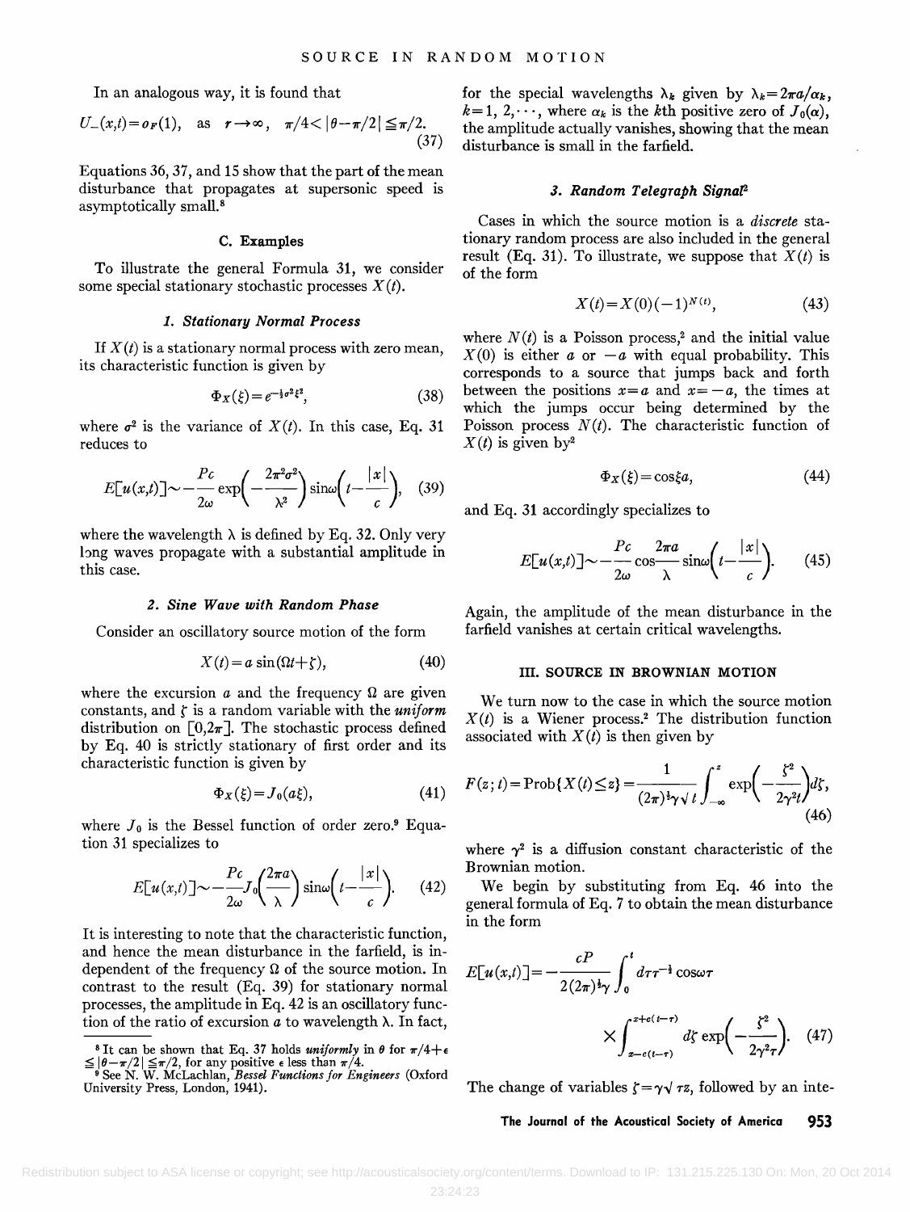In an analogous way, it is found that

$$U_{-}(x,t)=o_{F}(1),\quad \text{as}\quad r\to\infty,\quad \pi/4<|\theta-\pi/2|\leq\pi/2. \tag{37}$$

Equations 36, 37, and 15 show that the part of the mean disturbance that propagates at supersonic speed is asymptotically small.[8]

### C. Examples

To illustrate the general Formula 31, we consider some special stationary stochastic processes $X(t)$.

#### *1. Stationary Normal Process*

If $X(t)$ is a stationary normal process with zero mean, its characteristic function is given by

$$\Phi_X(\xi)=e^{-\frac{1}{2}\sigma^2\xi^2}, \tag{38}$$

where $\sigma^2$ is the variance of $X(t)$. In this case, Eq. 31 reduces to

$$E[u(x,t)]\sim-\frac{Pc}{2\omega}\exp\left(-\frac{2\pi^2\sigma^2}{\lambda^2}\right)\sin\omega\left(t-\frac{|x|}{c}\right), \tag{39}$$

where the wavelength $\lambda$ is defined by Eq. 32. Only very long waves propagate with a substantial amplitude in this case.

#### *2. Sine Wave with Random Phase*

Consider an oscillatory source motion of the form

$$X(t)=a\sin(\Omega t+\zeta), \tag{40}$$

where the excursion $a$ and the frequency $\Omega$ are given constants, and $\zeta$ is a random variable with the *uniform* distribution on $[0,2\pi]$. The stochastic process defined by Eq. 40 is strictly stationary of first order and its characteristic function is given by

$$\Phi_X(\xi)=J_0(a\xi), \tag{41}$$

where $J_0$ is the Bessel function of order zero.[9] Equation 31 specializes to

$$E[u(x,t)]\sim-\frac{Pc}{2\omega}J_0\left(\frac{2\pi a}{\lambda}\right)\sin\omega\left(t-\frac{|x|}{c}\right). \tag{42}$$

It is interesting to note that the characteristic function, and hence the mean disturbance in the farfield, is independent of the frequency $\Omega$ of the source motion. In contrast to the result (Eq. 39) for stationary normal processes, the amplitude in Eq. 42 is an oscillatory function of the ratio of excursion $a$ to wavelength $\lambda$. In fact, for the special wavelengths $\lambda_k$ given by $\lambda_k=2\pi a/\alpha_k$, $k=1,2,\cdots$, where $\alpha_k$ is the $k$th positive zero of $J_0(\alpha)$, the amplitude actually vanishes, showing that the mean disturbance is small in the farfield.

#### *3. Random Telegraph Signal*[2]

Cases in which the source motion is a *discrete* stationary random process are also included in the general result (Eq. 31). To illustrate, we suppose that $X(t)$ is of the form

$$X(t)=X(0)(-1)^{N(t)}, \tag{43}$$

where $N(t)$ is a Poisson process,[2] and the initial value $X(0)$ is either $a$ or $-a$ with equal probability. This corresponds to a source that jumps back and forth between the positions $x=a$ and $x=-a$, the times at which the jumps occur being determined by the Poisson process $N(t)$. The characteristic function of $X(t)$ is given by[2]

$$\Phi_X(\xi)=\cos\xi a, \tag{44}$$

and Eq. 31 accordingly specializes to

$$E[u(x,t)]\sim-\frac{Pc}{2\omega}\cos\frac{2\pi a}{\lambda}\sin\omega\left(t-\frac{|x|}{c}\right). \tag{45}$$

Again, the amplitude of the mean disturbance in the farfield vanishes at certain critical wavelengths.

## III. SOURCE IN BROWNIAN MOTION

We turn now to the case in which the source motion $X(t)$ is a Wiener process.[2] The distribution function associated with $X(t)$ is then given by

$$F(z;t)=\text{Prob}\{X(t)\leq z\}=\frac{1}{(2\pi)^{\frac{1}{2}}\gamma\sqrt{t}}\int_{-\infty}^{z}\exp\left(-\frac{\zeta^2}{2\gamma^2 t}\right)d\zeta, \tag{46}$$

where $\gamma^2$ is a diffusion constant characteristic of the Brownian motion.

We begin by substituting from Eq. 46 into the general formula of Eq. 7 to obtain the mean disturbance in the form

$$E[u(x,t)]=-\frac{cP}{2(2\pi)^{\frac{1}{2}}\gamma}\int_0^t d\tau\tau^{-\frac{1}{2}}\cos\omega\tau \times\int_{x-c(t-\tau)}^{x+c(t-\tau)}d\zeta\exp\left(-\frac{\zeta^2}{2\gamma^2\tau}\right). \tag{47}$$

The change of variables $\zeta=\gamma\sqrt{\tau}z$, followed by an inte-

---

[8] It can be shown that Eq. 37 holds *uniformly* in $\theta$ for $\pi/4+\epsilon\leq|\theta-\pi/2|\leq\pi/2$, for any positive $\epsilon$ less than $\pi/4$.

[9] See N. W. McLachlan, *Bessel Functions for Engineers* (Oxford University Press, London, 1941).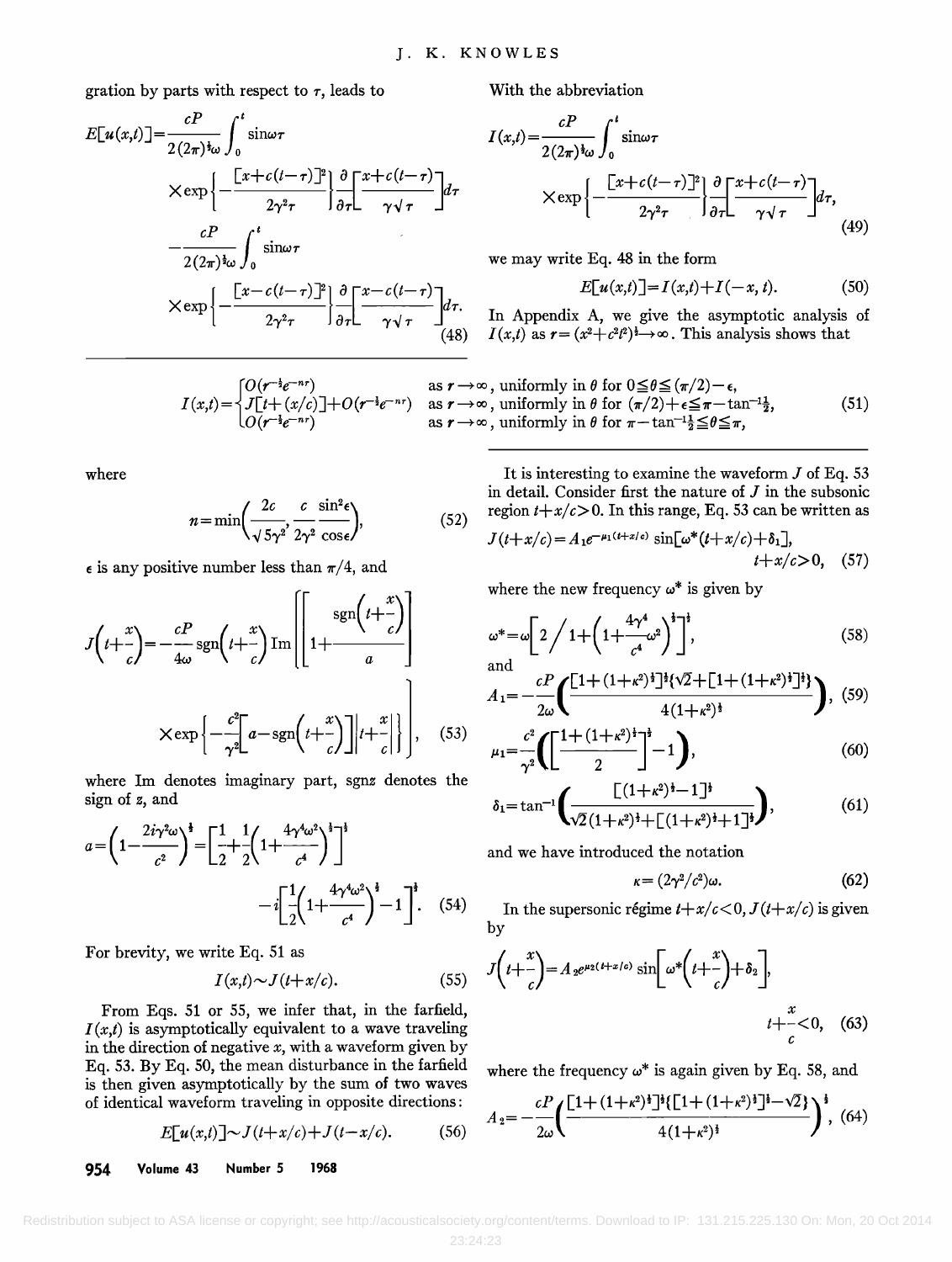gration by parts with respect to $\tau$, leads to

$$E[u(x,t)]=\frac{cP}{2(2\pi)^{\frac{1}{2}}\omega}\int_0^t \sin\omega\tau \times\exp\left\{-\frac{[x+c(t-\tau)]^2}{2\gamma^2\tau}\right\}\frac{\partial}{\partial\tau}\left[\frac{x+c(t-\tau)}{\gamma\sqrt{\tau}}\right]d\tau -\frac{cP}{2(2\pi)^{\frac{1}{2}}\omega}\int_0^t \sin\omega\tau \times\exp\left\{-\frac{[x-c(t-\tau)]^2}{2\gamma^2\tau}\right\}\frac{\partial}{\partial\tau}\left[\frac{x-c(t-\tau)}{\gamma\sqrt{\tau}}\right]d\tau. \quad (48)$$

With the abbreviation

$$I(x,t)=\frac{cP}{2(2\pi)^{\frac{1}{2}}\omega}\int_0^t \sin\omega\tau \times\exp\left\{-\frac{[x+c(t-\tau)]^2}{2\gamma^2\tau}\right\}\frac{\partial}{\partial\tau}\left[\frac{x+c(t-\tau)}{\gamma\sqrt{\tau}}\right]d\tau, \quad (49)$$

we may write Eq. 48 in the form

$$E[u(x,t)]=I(x,t)+I(-x,t). \quad (50)$$

In Appendix A, we give the asymptotic analysis of $I(x,t)$ as $r=(x^2+c^2t^2)^{\frac{1}{2}}\to\infty$. This analysis shows that

$$I(x,t)=\begin{cases} O(r^{-\frac{1}{2}}e^{-nr}) & \text{as } r\to\infty\text{, uniformly in } \theta \text{ for } 0\leq\theta\leq(\pi/2)-\epsilon,\\ J[t+(x/c)]+O(r^{-\frac{1}{2}}e^{-nr}) & \text{as } r\to\infty\text{, uniformly in } \theta \text{ for } (\pi/2)+\epsilon\leq\pi-\tan^{-1}\frac{1}{2},\\ O(r^{-\frac{1}{2}}e^{-nr}) & \text{as } r\to\infty\text{, uniformly in } \theta \text{ for } \pi-\tan^{-1}\frac{1}{2}\leq\theta\leq\pi,\end{cases} \quad (51)$$

where

$$n=\min\left(\frac{2c}{\sqrt{5}\gamma^2},\frac{c}{2\gamma^2}\frac{\sin^2\epsilon}{\cos\epsilon}\right), \quad (52)$$

$\epsilon$ is any positive number less than $\pi/4$, and

$$J\left(t+\frac{x}{c}\right)=-\frac{cP}{4\omega}\operatorname{sgn}\left(t+\frac{x}{c}\right)\operatorname{Im}\left\{\left[1+\frac{\operatorname{sgn}\left(t+\frac{x}{c}\right)}{a}\right] \times\exp\left\{-\frac{c^2}{\gamma^2}\left[a-\operatorname{sgn}\left(t+\frac{x}{c}\right)\right]\left|t+\frac{x}{c}\right|\right\}\right\}, \quad (53)$$

where Im denotes imaginary part, sgn$z$ denotes the sign of $z$, and

$$a=\left(1-\frac{2i\gamma^2\omega}{c^2}\right)^{\frac{1}{2}}=\left[\frac{1}{2}+\frac{1}{2}\left(1+\frac{4\gamma^4\omega^2}{c^4}\right)^{\frac{1}{2}}\right]^{\frac{1}{2}} -i\left[\frac{1}{2}\left(1+\frac{4\gamma^4\omega^2}{c^4}\right)^{\frac{1}{2}}-1\right]^{\frac{1}{2}}. \quad (54)$$

For brevity, we write Eq. 51 as

$$I(x,t)\sim J(t+x/c). \quad (55)$$

From Eqs. 51 or 55, we infer that, in the farfield, $I(x,t)$ is asymptotically equivalent to a wave traveling in the direction of negative $x$, with a waveform given by Eq. 53. By Eq. 50, the mean disturbance in the farfield is then given asymptotically by the sum of two waves of identical waveform traveling in opposite directions:

$$E[u(x,t)]\sim J(t+x/c)+J(t-x/c). \quad (56)$$

It is interesting to examine the waveform $J$ of Eq. 53 in detail. Consider first the nature of $J$ in the subsonic region $t+x/c>0$. In this range, Eq. 53 can be written as

$$J(t+x/c)=A_1e^{-\mu_1(t+x/c)}\sin[\omega^*(t+x/c)+\delta_1], \quad t+x/c>0, \quad (57)$$

where the new frequency $\omega^*$ is given by

$$\omega^*=\omega\left[2\bigg/1+\left(1+\frac{4\gamma^4}{c^4}\omega^2\right)^{\frac{1}{2}}\right]^{\frac{1}{2}}, \quad (58)$$

and

$$A_1=-\frac{cP}{2\omega}\left(\frac{[1+(1+\kappa^2)^{\frac{1}{2}}]^{\frac{1}{2}}\{\sqrt{2}+[1+(1+\kappa^2)^{\frac{1}{2}}]^{\frac{1}{2}}\}}{4(1+\kappa^2)^{\frac{1}{2}}}\right), \quad (59)$$

$$\mu_1=\frac{c^2}{\gamma^2}\left(\left[\frac{1+(1+\kappa^2)^{\frac{1}{2}}}{2}\right]^{\frac{1}{2}}-1\right), \quad (60)$$

$$\delta_1=\tan^{-1}\left(\frac{[(1+\kappa^2)^{\frac{1}{2}}-1]^{\frac{1}{2}}}{\sqrt{2}(1+\kappa^2)^{\frac{1}{2}}+[(1+\kappa^2)^{\frac{1}{2}}+1]^{\frac{1}{2}}}\right), \quad (61)$$

and we have introduced the notation

$$\kappa=(2\gamma^2/c^2)\omega. \quad (62)$$

In the supersonic régime $t+x/c<0$, $J(t+x/c)$ is given by

$$J\left(t+\frac{x}{c}\right)=A_2e^{\mu_2(t+x/c)}\sin\left[\omega^*\left(t+\frac{x}{c}\right)+\delta_2\right], \quad t+\frac{x}{c}<0, \quad (63)$$

where the frequency $\omega^*$ is again given by Eq. 58, and

$$A_2=-\frac{cP}{2\omega}\left(\frac{[1+(1+\kappa^2)^{\frac{1}{2}}]^{\frac{1}{2}}\{[1+(1+\kappa^2)^{\frac{1}{2}}]^{\frac{1}{2}}-\sqrt{2}\}}{4(1+\kappa^2)^{\frac{1}{2}}}\right)^{\frac{1}{2}}, \quad (64)$$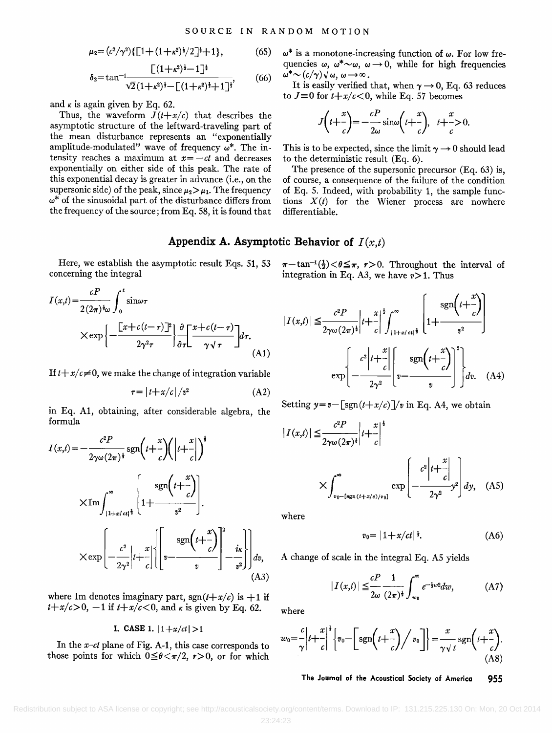$$\mu_2 = (c^2/\gamma^2)\{[1+(1+\kappa^2)^{\frac{1}{2}}/2]^{\frac{1}{2}}+1\}, \tag{65}$$

$$\delta_2 = \tan^{-1}\frac{[(1+\kappa^2)^{\frac{1}{2}}-1]^{\frac{1}{2}}}{\sqrt{2}(1+\kappa^2)^{\frac{1}{2}}-[(1+\kappa^2)^{\frac{1}{2}}+1]^{\frac{1}{2}}}, \tag{66}$$

and $\kappa$ is again given by Eq. 62.

Thus, the waveform $J(t+x/c)$ that describes the asymptotic structure of the leftward-traveling part of the mean disturbance represents an "exponentially amplitude-modulated" wave of frequency $\omega^*$. The intensity reaches a maximum at $x=-ct$ and decreases exponentially on either side of this peak. The rate of this exponential decay is greater in advance (i.e., on the supersonic side) of the peak, since $\mu_2>\mu_1$. The frequency $\omega^*$ of the sinusoidal part of the disturbance differs from the frequency of the source; from Eq. 58, it is found that $\omega^*$ is a monotone-increasing function of $\omega$. For low frequencies $\omega$, $\omega^*\sim\omega$, $\omega\to 0$, while for high frequencies $\omega^*\sim(c/\gamma)\sqrt{\omega}$, $\omega\to\infty$.

It is easily verified that, when $\gamma\to 0$, Eq. 63 reduces to $J\equiv 0$ for $t+x/c<0$, while Eq. 57 becomes

$$J\left(t+\frac{x}{c}\right) = -\frac{cP}{2\omega}\sin\omega\left(t+\frac{x}{c}\right),\quad t+\frac{x}{c}>0.$$

This is to be expected, since the limit $\gamma\to 0$ should lead to the deterministic result (Eq. 6).

The presence of the supersonic precursor (Eq. 63) is, of course, a consequence of the failure of the condition of Eq. 5. Indeed, with probability 1, the sample functions $X(t)$ for the Wiener process are nowhere differentiable.

## Appendix A. Asymptotic Behavior of $I(x,t)$

Here, we establish the asymptotic result Eqs. 51, 53 concerning the integral

$$I(x,t) = \frac{cP}{2(2\pi)^{\frac{1}{2}}\omega}\int_0^t \sin\omega\tau \times \exp\left\{-\frac{[x+c(t-\tau)]^2}{2\gamma^2\tau}\right\}\frac{\partial}{\partial\tau}\left[\frac{x+c(t-\tau)}{\gamma\sqrt{\tau}}\right]d\tau. \tag{A1}$$

If $t+x/c\neq 0$, we make the change of integration variable

$$\tau = |t+x/c|/v^2 \tag{A2}$$

in Eq. A1, obtaining, after considerable algebra, the formula

$$I(x,t) = -\frac{c^2P}{2\gamma\omega(2\pi)^{\frac{1}{2}}}\operatorname{sgn}\left(t+\frac{x}{c}\right)\left(\left|t+\frac{x}{c}\right|\right)^{\frac{1}{2}} \times \operatorname{Im}\int_{|1+x/ct|^{\frac{1}{2}}}^{\infty}\left[1+\frac{\operatorname{sgn}\left(t+\frac{x}{c}\right)}{v^2}\right] \cdot \exp\left[-\frac{c^2}{2\gamma^2}\left|t+\frac{x}{c}\right|\left\{\left[v-\frac{\operatorname{sgn}\left(t+\frac{x}{c}\right)}{v}\right]^2-\frac{i\kappa}{v^2}\right\}\right]dv, \tag{A3}$$

where Im denotes imaginary part, $\operatorname{sgn}(t+x/c)$ is $+1$ if $t+x/c>0$, $-1$ if $t+x/c<0$, and $\kappa$ is given by Eq. 62.

### I. CASE 1. $|1+x/ct|>1$

In the $x$–$ct$ plane of Fig. A-1, this case corresponds to those points for which $0\leqq\theta<\pi/2$, $r>0$, or for which $\pi-\tan^{-1}(\frac{1}{2})<\theta\leqq\pi$, $r>0$. Throughout the interval of integration in Eq. A3, we have $v>1$. Thus

$$|I(x,t)| \leqq \frac{c^2P}{2\gamma\omega(2\pi)^{\frac{1}{2}}}\left|t+\frac{x}{c}\right|^{\frac{1}{2}}\int_{|1+x/ct|^{\frac{1}{2}}}^{\infty}\left[1+\frac{\operatorname{sgn}\left(t+\frac{x}{c}\right)}{v^2}\right] \exp\left\{-\frac{c^2\left|t+\frac{x}{c}\right|}{2\gamma^2}\left[v-\frac{\operatorname{sgn}\left(t+\frac{x}{c}\right)}{v}\right]^2\right\}dv. \tag{A4}$$

Setting $y=v-[\operatorname{sgn}(t+x/c)]/v$ in Eq. A4, we obtain

$$|I(x,t)| \leqq \frac{c^2P}{2\gamma\omega(2\pi)^{\frac{1}{2}}}\left|t+\frac{x}{c}\right|^{\frac{1}{2}} \times \int_{v_0-[\operatorname{sgn}(t+x/c)/v_0]}^{\infty}\exp\left[-\frac{c^2\left|t+\frac{x}{c}\right|}{2\gamma^2}y^2\right]dy, \tag{A5}$$

where

$$v_0 = |1+x/ct|^{\frac{1}{2}}. \tag{A6}$$

A change of scale in the integral Eq. A5 yields

$$|I(x,t)| \leqq \frac{cP}{2\omega}\frac{1}{(2\pi)^{\frac{1}{2}}}\int_{w_0}^{\infty}e^{-\frac{1}{2}w^2}dw, \tag{A7}$$

where

$$w_0 = \frac{c}{\gamma}\left|t+\frac{x}{c}\right|^{\frac{1}{2}}\left\{v_0-\left[\operatorname{sgn}\left(t+\frac{x}{c}\right)\Big/v_0\right]\right\} = \frac{x}{\gamma\sqrt{t}}\operatorname{sgn}\left(t+\frac{x}{c}\right). \tag{A8}$$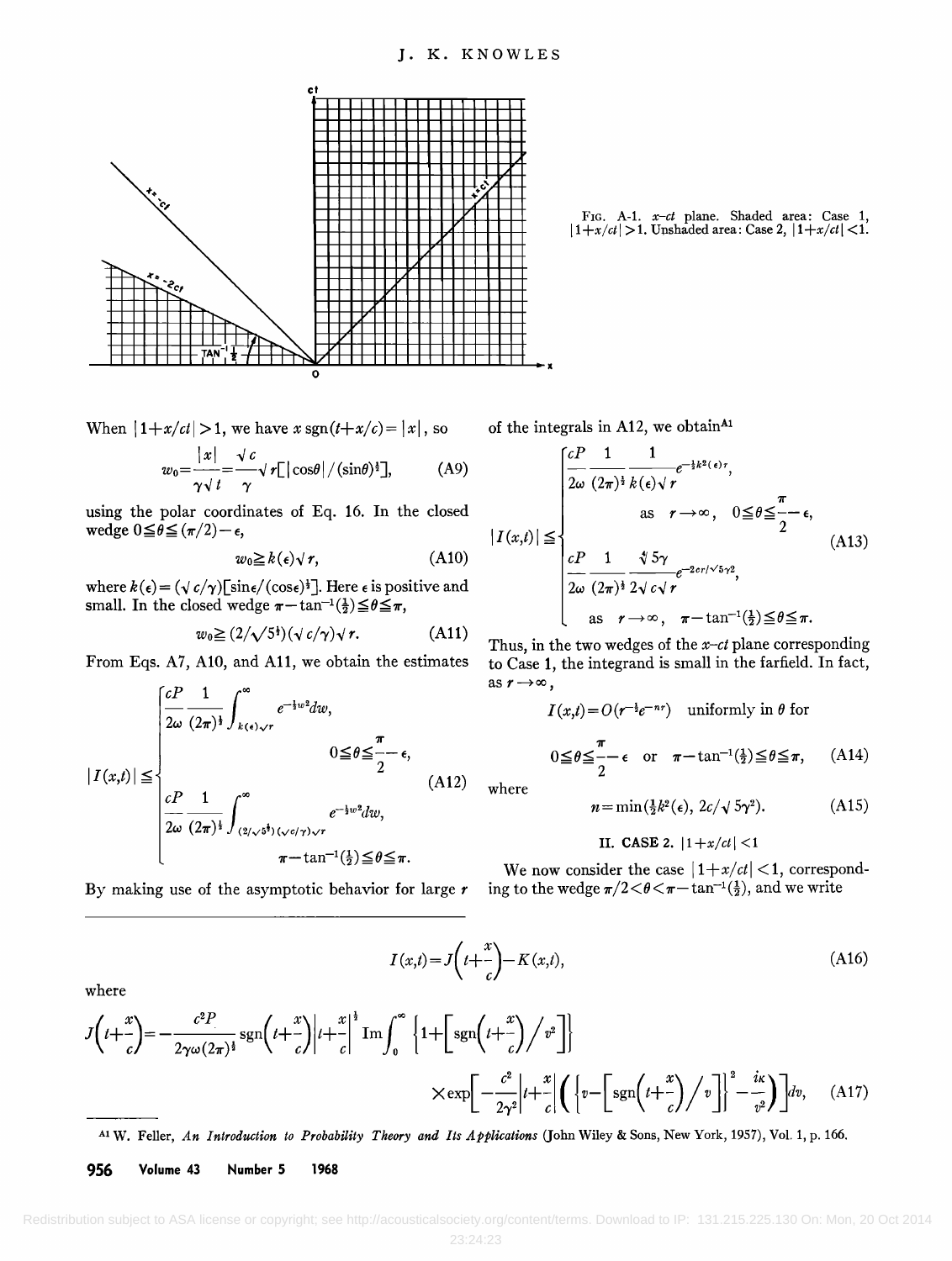FIG. A-1. $x$–$ct$ plane. Shaded area: Case 1, $|1+x/ct|>1$. Unshaded area: Case 2, $|1+x/ct|<1$.

When $|1+x/ct|>1$, we have $x\,\mathrm{sgn}(t+x/c)=|x|$, so

$$w_0=\frac{|x|}{\gamma\sqrt{t}}=\frac{\sqrt{c}}{\gamma}\sqrt{r}\left[|\cos\theta|/(\sin\theta)^{\frac{1}{2}}\right],\tag{A9}$$

using the polar coordinates of Eq. 16. In the closed wedge $0\leqq\theta\leqq(\pi/2)-\epsilon$,

$$w_0\geqq k(\epsilon)\sqrt{r},\tag{A10}$$

where $k(\epsilon)=(\sqrt{c}/\gamma)[\sin\epsilon/(\cos\epsilon)^{\frac{1}{2}}]$. Here $\epsilon$ is positive and small. In the closed wedge $\pi-\tan^{-1}(\frac{1}{2})\leqq\theta\leqq\pi$,

$$w_0\geqq(2/\sqrt{5^{\frac{1}{2}}})(\sqrt{c}/\gamma)\sqrt{r}.\tag{A11}$$

From Eqs. A7, A10, and A11, we obtain the estimates

$$|I(x,t)|\leqq\begin{cases}\dfrac{cP}{2\omega}\dfrac{1}{(2\pi)^{\frac{1}{2}}}\displaystyle\int_{k(\epsilon)\sqrt{r}}^{\infty}e^{-\frac{1}{2}w^2}dw, & 0\leqq\theta\leqq\dfrac{\pi}{2}-\epsilon,\\[2ex] \dfrac{cP}{2\omega}\dfrac{1}{(2\pi)^{\frac{1}{2}}}\displaystyle\int_{(2/\sqrt{5^{\frac{1}{2}}})(\sqrt{c}/\gamma)\sqrt{r}}^{\infty}e^{-\frac{1}{2}w^2}dw, & \pi-\tan^{-1}(\frac{1}{2})\leqq\theta\leqq\pi.\end{cases}\tag{A12}$$

By making use of the asymptotic behavior for large $r$ of the integrals in A12, we obtain[A1]

$$|I(x,t)|\leqq\begin{cases}\dfrac{cP}{2\omega}\dfrac{1}{(2\pi)^{\frac{1}{2}}}\dfrac{1}{k(\epsilon)\sqrt{r}}e^{-\frac{1}{2}k^2(\epsilon)r}, & \text{as } r\to\infty,\quad 0\leqq\theta\leqq\dfrac{\pi}{2}-\epsilon,\\[2ex] \dfrac{cP}{2\omega}\dfrac{1}{(2\pi)^{\frac{1}{2}}}\dfrac{\sqrt[4]{5}\gamma}{2\sqrt{c}\sqrt{r}}e^{-2cr/\sqrt{5}\gamma^2}, & \text{as } r\to\infty,\quad \pi-\tan^{-1}(\frac{1}{2})\leqq\theta\leqq\pi.\end{cases}\tag{A13}$$

Thus, in the two wedges of the $x$–$ct$ plane corresponding to Case 1, the integrand is small in the farfield. In fact, as $r\to\infty$,

$$I(x,t)=O(r^{-\frac{1}{2}}e^{-nr})\quad\text{uniformly in }\theta\text{ for}$$

$$0\leqq\theta\leqq\frac{\pi}{2}-\epsilon\quad\text{or}\quad\pi-\tan^{-1}(\tfrac{1}{2})\leqq\theta\leqq\pi,\tag{A14}$$

where

$$n=\min(\tfrac{1}{2}k^2(\epsilon),\ 2c/\sqrt{5}\gamma^2).\tag{A15}$$

## II. CASE 2. $|1+x/ct|<1$

We now consider the case $|1+x/ct|<1$, corresponding to the wedge $\pi/2<\theta<\pi-\tan^{-1}(\frac{1}{2})$, and we write

$$I(x,t)=J\left(t+\frac{x}{c}\right)-K(x,t),\tag{A16}$$

where

$$J\left(t+\frac{x}{c}\right)=-\frac{c^2P}{2\gamma\omega(2\pi)^{\frac{1}{2}}}\mathrm{sgn}\left(t+\frac{x}{c}\right)\left|t+\frac{x}{c}\right|^{\frac{1}{2}}\mathrm{Im}\int_0^{\infty}\left\{1+\left[\mathrm{sgn}\left(t+\frac{x}{c}\right)\Big/v^2\right]\right\}$$
$$\times\exp\left[-\frac{c^2}{2\gamma^2}\left|t+\frac{x}{c}\right|\left(\left\{v-\left[\mathrm{sgn}\left(t+\frac{x}{c}\right)\Big/v\right]\right\}^2-\frac{i\kappa}{v^2}\right)\right]dv,\tag{A17}$$

---

[A1] W. Feller, *An Introduction to Probability Theory and Its Applications* (John Wiley & Sons, New York, 1957), Vol. 1, p. 166.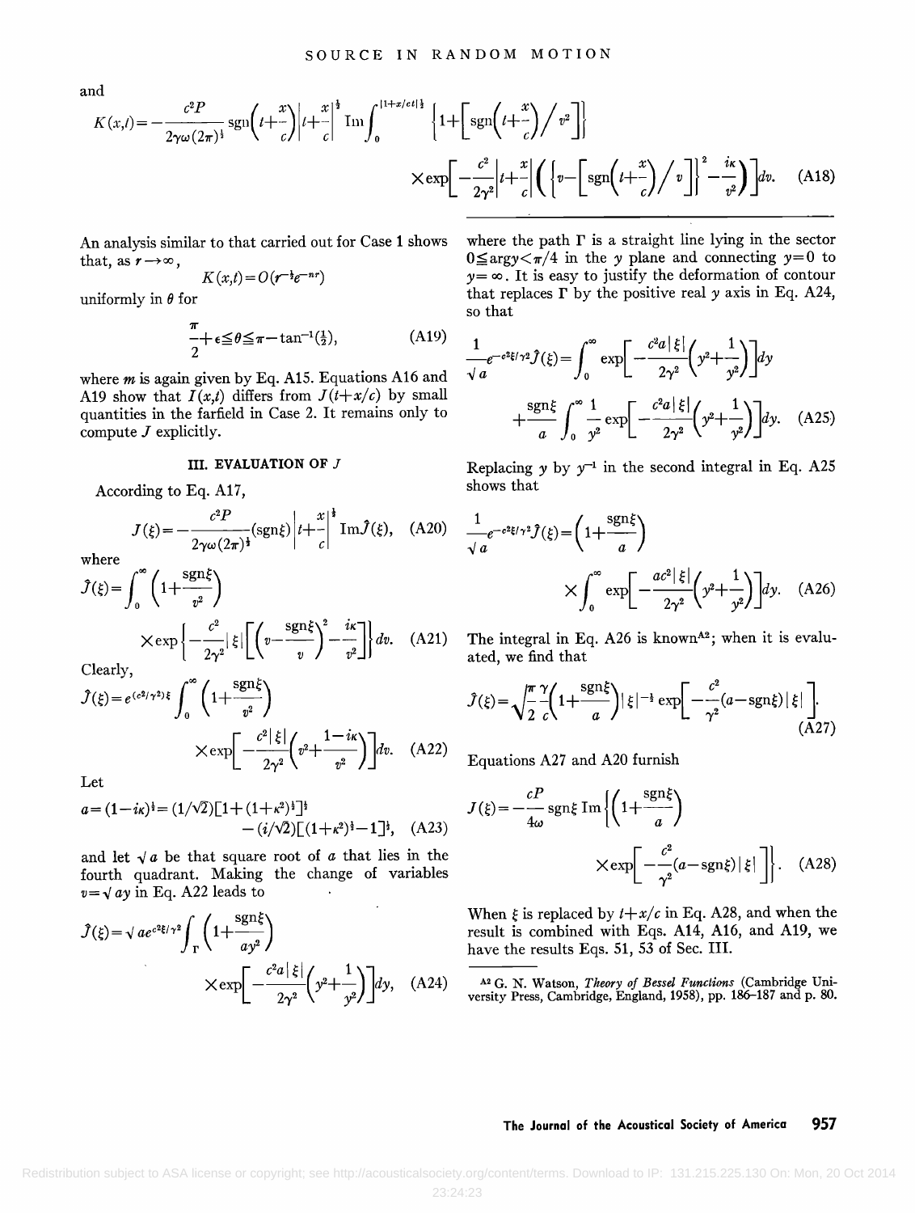and

$$K(x,t) = -\frac{c^2 P}{2\gamma\omega(2\pi)^{\frac{1}{2}}} \operatorname{sgn}\left(t+\frac{x}{c}\right)\left|t+\frac{x}{c}\right|^{\frac{1}{2}} \operatorname{Im}\int_0^{|1+x/ct|^{\frac{1}{2}}} \left\{1+\left[\operatorname{sgn}\left(t+\frac{x}{c}\right)\Big/ v^2\right]\right\} \times \exp\left[-\frac{c^2}{2\gamma^2}\left|t+\frac{x}{c}\right|\left(\left\{v-\left[\operatorname{sgn}\left(t+\frac{x}{c}\right)\Big/ v\right]\right\}^2 - \frac{i\kappa}{v^2}\right)\right]dv. \quad \text{(A18)}$$

An analysis similar to that carried out for Case 1 shows that, as $r\to\infty$,

$$K(x,t) = O(r^{-\frac{1}{2}}e^{-mr})$$

uniformly in $\theta$ for

$$\frac{\pi}{2}+\epsilon \leq \theta \leq \pi - \tan^{-1}(\tfrac{1}{2}), \quad \text{(A19)}$$

where $m$ is again given by Eq. A15. Equations A16 and A19 show that $I(x,t)$ differs from $J(t+x/c)$ by small quantities in the farfield in Case 2. It remains only to compute $J$ explicitly.

### III. EVALUATION OF $J$

According to Eq. A17,

$$J(\xi) = -\frac{c^2 P}{2\gamma\omega(2\pi)^{\frac{1}{2}}}(\operatorname{sgn}\xi)\left|t+\frac{x}{c}\right|^{\frac{1}{2}} \operatorname{Im}\hat{J}(\xi), \quad \text{(A20)}$$

where

$$\hat{J}(\xi) = \int_0^\infty \left(1+\frac{\operatorname{sgn}\xi}{v^2}\right) \times \exp\left\{-\frac{c^2}{2\gamma^2}|\xi|\left[\left(v-\frac{\operatorname{sgn}\xi}{v}\right)^2 - \frac{i\kappa}{v^2}\right]\right\}dv. \quad \text{(A21)}$$

Clearly,

$$\hat{J}(\xi) = e^{(c^2/\gamma^2)\xi}\int_0^\infty \left(1+\frac{\operatorname{sgn}\xi}{v^2}\right) \times \exp\left[-\frac{c^2|\xi|}{2\gamma^2}\left(v^2+\frac{1-i\kappa}{v^2}\right)\right]dv. \quad \text{(A22)}$$

Let

$$a = (1-i\kappa)^{\frac{1}{2}} = (1/\sqrt{2})[1+(1+\kappa^2)^{\frac{1}{2}}]^{\frac{1}{2}} - (i/\sqrt{2})[(1+\kappa^2)^{\frac{1}{2}}-1]^{\frac{1}{2}}, \quad \text{(A23)}$$

and let $\sqrt{a}$ be that square root of $a$ that lies in the fourth quadrant. Making the change of variables $v=\sqrt{a}y$ in Eq. A22 leads to

$$\hat{J}(\xi) = \sqrt{a}e^{c^2\xi/\gamma^2}\int_\Gamma \left(1+\frac{\operatorname{sgn}\xi}{ay^2}\right) \times \exp\left[-\frac{c^2 a|\xi|}{2\gamma^2}\left(y^2+\frac{1}{y^2}\right)\right]dy, \quad \text{(A24)}$$

where the path $\Gamma$ is a straight line lying in the sector $0\leq \arg y < \pi/4$ in the $y$ plane and connecting $y=0$ to $y=\infty$. It is easy to justify the deformation of contour that replaces $\Gamma$ by the positive real $y$ axis in Eq. A24, so that

$$\frac{1}{\sqrt{a}}e^{-c^2\xi/\gamma^2}\hat{J}(\xi) = \int_0^\infty \exp\left[-\frac{c^2 a|\xi|}{2\gamma^2}\left(y^2+\frac{1}{y^2}\right)\right]dy + \frac{\operatorname{sgn}\xi}{a}\int_0^\infty \frac{1}{y^2}\exp\left[-\frac{c^2 a|\xi|}{2\gamma^2}\left(y^2+\frac{1}{y^2}\right)\right]dy. \quad \text{(A25)}$$

Replacing $y$ by $y^{-1}$ in the second integral in Eq. A25 shows that

$$\frac{1}{\sqrt{a}}e^{-c^2\xi/\gamma^2}\hat{J}(\xi) = \left(1+\frac{\operatorname{sgn}\xi}{a}\right) \times \int_0^\infty \exp\left[-\frac{ac^2|\xi|}{2\gamma^2}\left(y^2+\frac{1}{y^2}\right)\right]dy. \quad \text{(A26)}$$

The integral in Eq. A26 is known[A2]; when it is evaluated, we find that

$$\hat{J}(\xi) = \sqrt{\frac{\pi}{2}}\frac{\gamma}{c}\left(1+\frac{\operatorname{sgn}\xi}{a}\right)|\xi|^{-\frac{1}{2}}\exp\left[-\frac{c^2}{\gamma^2}(a-\operatorname{sgn}\xi)|\xi|\right]. \quad \text{(A27)}$$

Equations A27 and A20 furnish

$$J(\xi) = -\frac{cP}{4\omega}\operatorname{sgn}\xi \operatorname{Im}\left\{\left(1+\frac{\operatorname{sgn}\xi}{a}\right) \times \exp\left[-\frac{c^2}{\gamma^2}(a-\operatorname{sgn}\xi)|\xi|\right]\right\}. \quad \text{(A28)}$$

When $\xi$ is replaced by $t+x/c$ in Eq. A28, and when the result is combined with Eqs. A14, A16, and A19, we have the results Eqs. 51, 53 of Sec. III.

[A2] G. N. Watson, *Theory of Bessel Functions* (Cambridge University Press, Cambridge, England, 1958), pp. 186–187 and p. 80.